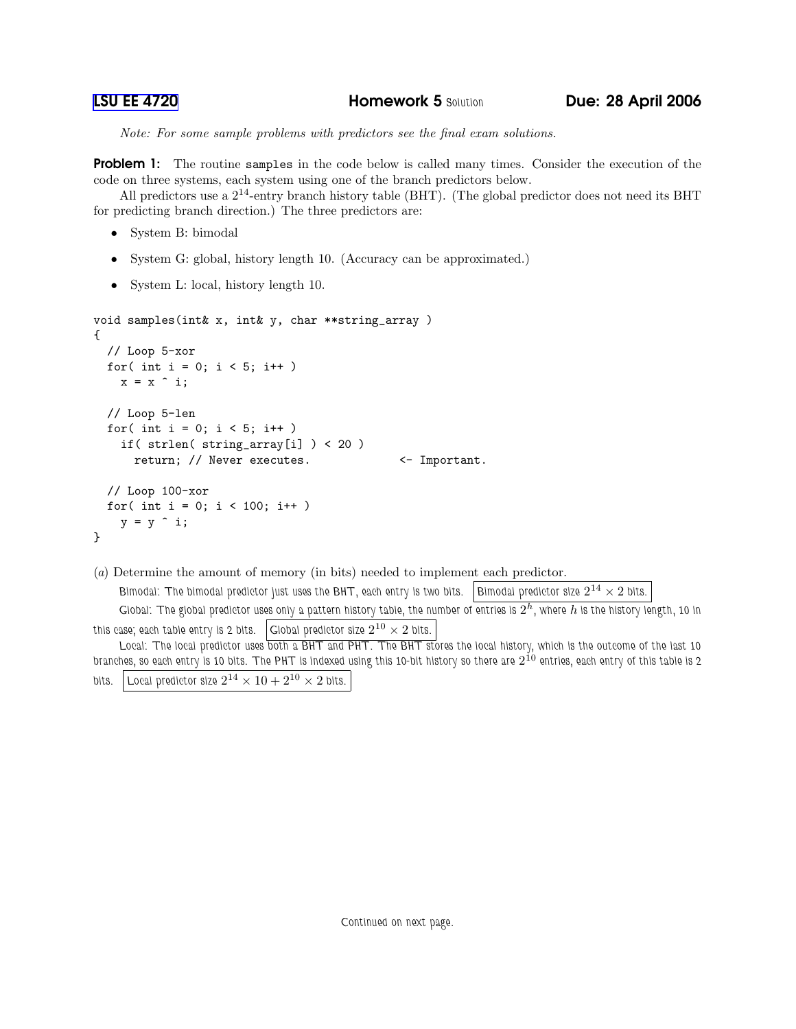LSU EE 4720 **Homework 5** Solution **Due: 28 April 2006**

*Note: For some sample problems with predictors see the final exam solutions.*

**Problem 1:** The routine `samples` in the code below is called many times. Consider the execution of the code on three systems, each system using one of the branch predictors below.

All predictors use a $2^{14}$-entry branch history table (BHT). (The global predictor does not need its BHT for predicting branch direction.) The three predictors are:

- System B: bimodal
- System G: global, history length 10. (Accuracy can be approximated.)
- System L: local, history length 10.

```
void samples(int& x, int& y, char **string_array )
{
  // Loop 5-xor
  for( int i = 0; i < 5; i++ )
    x = x ^ i;

  // Loop 5-len
  for( int i = 0; i < 5; i++ )
    if( strlen( string_array[i] ) < 20 )
      return; // Never executes.            <- Important.

  // Loop 100-xor
  for( int i = 0; i < 100; i++ )
    y = y ^ i;
}
```

(*a*) Determine the amount of memory (in bits) needed to implement each predictor.

Bimodal: The bimodal predictor just uses the BHT, each entry is two bits. **Bimodal predictor size $2^{14} \times 2$ bits.**

Global: The global predictor uses only a pattern history table, the number of entries is $2^h$, where $h$ is the history length, 10 in this case; each table entry is 2 bits. **Global predictor size $2^{10} \times 2$ bits.**

Local: The local predictor uses both a BHT and PHT. The BHT stores the local history, which is the outcome of the last 10 branches, so each entry is 10 bits. The PHT is indexed using this 10-bit history so there are $2^{10}$ entries, each entry of this table is 2 bits. **Local predictor size $2^{14} \times 10 + 2^{10} \times 2$ bits.**

Continued on next page.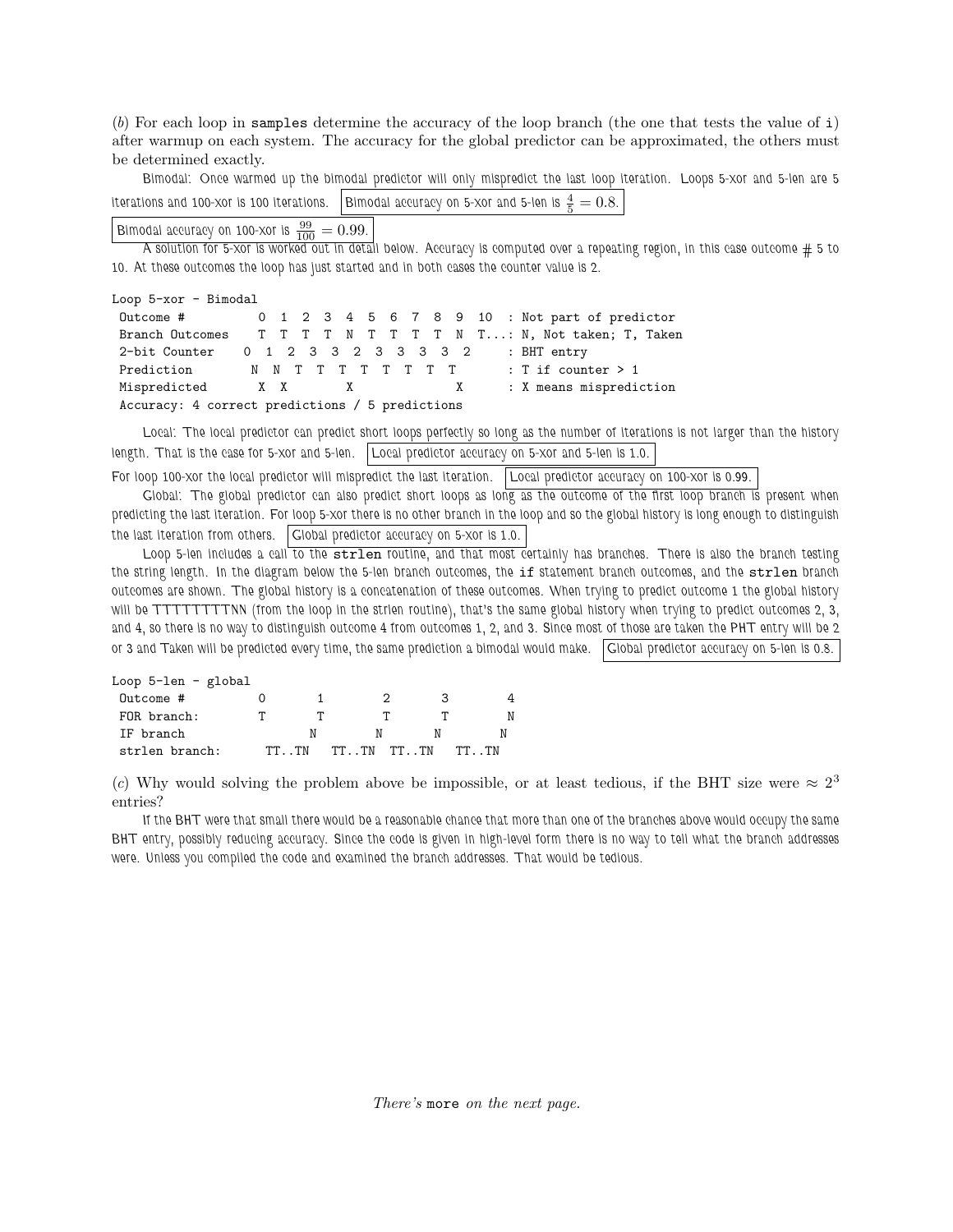(*b*) For each loop in `samples` determine the accuracy of the loop branch (the one that tests the value of `i`) after warmup on each system. The accuracy for the global predictor can be approximated, the others must be determined exactly.

Bimodal: Once warmed up the bimodal predictor will only mispredict the last loop iteration. Loops 5-xor and 5-len are 5 iterations and 100-xor is 100 iterations. Bimodal accuracy on 5-xor and 5-len is $\frac{4}{5} = 0.8$. Bimodal accuracy on 100-xor is $\frac{99}{100} = 0.99$.

A solution for 5-xor is worked out in detail below. Accuracy is computed over a repeating region, in this case outcome # 5 to 10. At these outcomes the loop has just started and in both cases the counter value is 2.

```
Loop 5-xor - Bimodal
 Outcome #          0  1  2  3  4  5  6  7  8  9  10  : Not part of predictor
 Branch Outcomes    T  T  T  T  N  T  T  T  T  N  T...: N, Not taken; T, Taken
 2-bit Counter    0  1  2  3  3  2  3  3  3  3  2     : BHT entry
 Prediction         N  N  T  T  T  T  T  T  T  T      : T if counter > 1
 Mispredicted       X  X        X              X      : X means misprediction
 Accuracy: 4 correct predictions / 5 predictions
```

Local: The local predictor can predict short loops perfectly so long as the number of iterations is not larger than the history length. That is the case for 5-xor and 5-len. Local predictor accuracy on 5-xor and 5-len is 1.0.

For loop 100-xor the local predictor will mispredict the last iteration. Local predictor accuracy on 100-xor is 0.99.

Global: The global predictor can also predict short loops as long as the outcome of the first loop branch is present when predicting the last iteration. For loop 5-xor there is no other branch in the loop and so the global history is long enough to distinguish the last iteration from others. Global predictor accuracy on 5-xor is 1.0.

Loop 5-len includes a call to the `strlen` routine, and that most certainly has branches. There is also the branch testing the string length. In the diagram below the 5-len branch outcomes, the `if` statement branch outcomes, and the `strlen` branch outcomes are shown. The global history is a concatenation of these outcomes. When trying to predict outcome 1 the global history will be TTTTTTTTNN (from the loop in the strlen routine), that's the same global history when trying to predict outcomes 2, 3, and 4, so there is no way to distinguish outcome 4 from outcomes 1, 2, and 3. Since most of those are taken the PHT entry will be 2 or 3 and Taken will be predicted every time, the same prediction a bimodal would make. Global predictor accuracy on 5-len is 0.8.

```
Loop 5-len - global
 Outcome #         0        1         2        3         4
 FOR branch:       T        T         T        T         N
 IF branch                  N         N        N         N
 strlen branch:     TT..TN   TT..TN  TT..TN   TT..TN
```

(*c*) Why would solving the problem above be impossible, or at least tedious, if the BHT size were $\approx 2^3$ entries?

If the BHT were that small there would be a reasonable chance that more than one of the branches above would occupy the same BHT entry, possibly reducing accuracy. Since the code is given in high-level form there is no way to tell what the branch addresses were. Unless you compiled the code and examined the branch addresses. That would be tedious.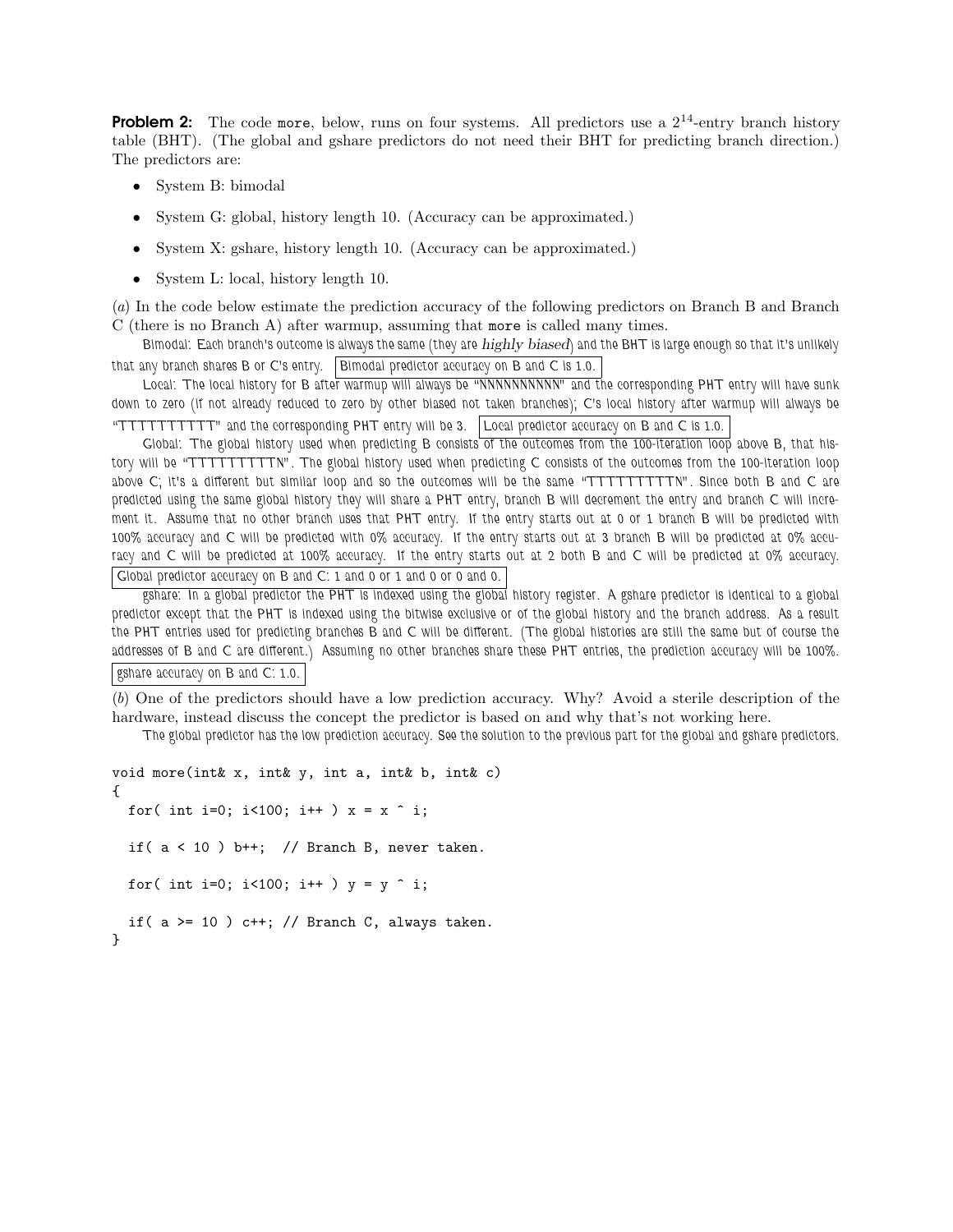**Problem 2:** The code `more`, below, runs on four systems. All predictors use a $2^{14}$-entry branch history table (BHT). (The global and gshare predictors do not need their BHT for predicting branch direction.) The predictors are:

- System B: bimodal
- System G: global, history length 10. (Accuracy can be approximated.)
- System X: gshare, history length 10. (Accuracy can be approximated.)
- System L: local, history length 10.

(*a*) In the code below estimate the prediction accuracy of the following predictors on Branch B and Branch C (there is no Branch A) after warmup, assuming that `more` is called many times.

Bimodal: Each branch's outcome is always the same (they are *highly biased*) and the BHT is large enough so that it's unlikely that any branch shares B or C's entry. Bimodal predictor accuracy on B and C is 1.0.

Local: The local history for B after warmup will always be "NNNNNNNNNN" and the corresponding PHT entry will have sunk down to zero (if not already reduced to zero by other biased not taken branches); C's local history after warmup will always be "TTTTTTTTTT" and the corresponding PHT entry will be 3. Local predictor accuracy on B and C is 1.0.

Global: The global history used when predicting B consists of the outcomes from the 100-iteration loop above B, that history will be "TTTTTTTTTN". The global history used when predicting C consists of the outcomes from the 100-iteration loop above C; it's a different but similar loop and so the outcomes will be the same "TTTTTTTTTN". Since both B and C are predicted using the same global history they will share a PHT entry, branch B will decrement the entry and branch C will increment it. Assume that no other branch uses that PHT entry. If the entry starts out at 0 or 1 branch B will be predicted with 100% accuracy and C will be predicted with 0% accuracy. If the entry starts out at 3 branch B will be predicted at 0% accuracy and C will be predicted at 100% accuracy. If the entry starts out at 2 both B and C will be predicted at 0% accuracy. Global predictor accuracy on B and C: 1 and 0 or 1 and 0 or 0 and 0.

gshare: In a global predictor the PHT is indexed using the global history register. A gshare predictor is identical to a global predictor except that the PHT is indexed using the bitwise exclusive or of the global history and the branch address. As a result the PHT entries used for predicting branches B and C will be different. (The global histories are still the same but of course the addresses of B and C are different.) Assuming no other branches share these PHT entries, the prediction accuracy will be 100%. gshare accuracy on B and C: 1.0.

(*b*) One of the predictors should have a low prediction accuracy. Why? Avoid a sterile description of the hardware, instead discuss the concept the predictor is based on and why that's not working here.

The global predictor has the low prediction accuracy. See the solution to the previous part for the global and gshare predictors.

```
void more(int& x, int& y, int a, int& b, int& c)
{
  for( int i=0; i<100; i++ ) x = x ^ i;

  if( a < 10 ) b++;  // Branch B, never taken.

  for( int i=0; i<100; i++ ) y = y ^ i;

  if( a >= 10 ) c++; // Branch C, always taken.
}
```